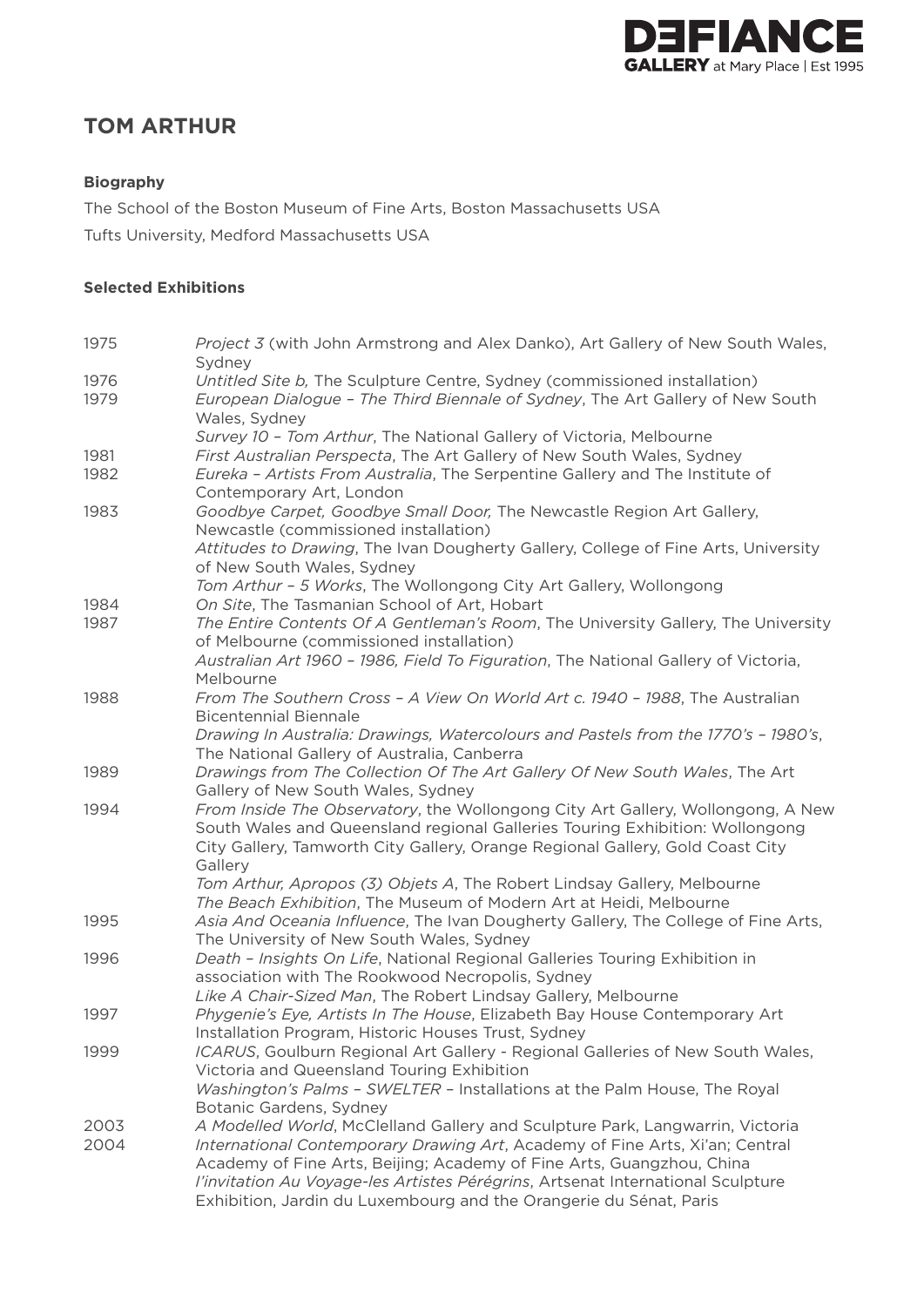# TOM ARTHUR

**Biography**

The School of the Boston Museum of Fine Arts, Boston Massachusetts USA

Tufts University, Medford Massachusetts USA

**Selected Exhibitions**

| | |
|---|---|
| 1975 | *Project 3* (with John Armstrong and Alex Danko), Art Gallery of New South Wales, Sydney |
| 1976 | *Untitled Site b,* The Sculpture Centre, Sydney (commissioned installation) |
| 1979 | *European Dialogue – The Third Biennale of Sydney*, The Art Gallery of New South Wales, Sydney |
| | *Survey 10 – Tom Arthur*, The National Gallery of Victoria, Melbourne |
| 1981 | *First Australian Perspecta*, The Art Gallery of New South Wales, Sydney |
| 1982 | *Eureka – Artists From Australia*, The Serpentine Gallery and The Institute of Contemporary Art, London |
| 1983 | *Goodbye Carpet, Goodbye Small Door,* The Newcastle Region Art Gallery, Newcastle (commissioned installation) |
| | *Attitudes to Drawing*, The Ivan Dougherty Gallery, College of Fine Arts, University of New South Wales, Sydney |
| | *Tom Arthur – 5 Works*, The Wollongong City Art Gallery, Wollongong |
| 1984 | *On Site*, The Tasmanian School of Art, Hobart |
| 1987 | *The Entire Contents Of A Gentleman's Room*, The University Gallery, The University of Melbourne (commissioned installation) |
| | *Australian Art 1960 – 1986, Field To Figuration*, The National Gallery of Victoria, Melbourne |
| 1988 | *From The Southern Cross – A View On World Art c. 1940 – 1988*, The Australian Bicentennial Biennale |
| | *Drawing In Australia: Drawings, Watercolours and Pastels from the 1770's – 1980's*, The National Gallery of Australia, Canberra |
| 1989 | *Drawings from The Collection Of The Art Gallery Of New South Wales*, The Art Gallery of New South Wales, Sydney |
| 1994 | *From Inside The Observatory*, the Wollongong City Art Gallery, Wollongong, A New South Wales and Queensland regional Galleries Touring Exhibition: Wollongong City Gallery, Tamworth City Gallery, Orange Regional Gallery, Gold Coast City Gallery |
| | *Tom Arthur, Apropos (3) Objets A*, The Robert Lindsay Gallery, Melbourne |
| | *The Beach Exhibition*, The Museum of Modern Art at Heidi, Melbourne |
| 1995 | *Asia And Oceania Influence*, The Ivan Dougherty Gallery, The College of Fine Arts, The University of New South Wales, Sydney |
| 1996 | *Death – Insights On Life*, National Regional Galleries Touring Exhibition in association with The Rookwood Necropolis, Sydney |
| | *Like A Chair-Sized Man*, The Robert Lindsay Gallery, Melbourne |
| 1997 | *Phygenie's Eye, Artists In The House*, Elizabeth Bay House Contemporary Art Installation Program, Historic Houses Trust, Sydney |
| 1999 | *ICARUS*, Goulburn Regional Art Gallery - Regional Galleries of New South Wales, Victoria and Queensland Touring Exhibition |
| | *Washington's Palms – SWELTER* – Installations at the Palm House, The Royal Botanic Gardens, Sydney |
| 2003 | *A Modelled World*, McClelland Gallery and Sculpture Park, Langwarrin, Victoria |
| 2004 | *International Contemporary Drawing Art*, Academy of Fine Arts, Xi'an; Central Academy of Fine Arts, Beijing; Academy of Fine Arts, Guangzhou, China |
| | *I'invitation Au Voyage-les Artistes Pérégrins*, Artsenat International Sculpture Exhibition, Jardin du Luxembourg and the Orangerie du Sénat, Paris |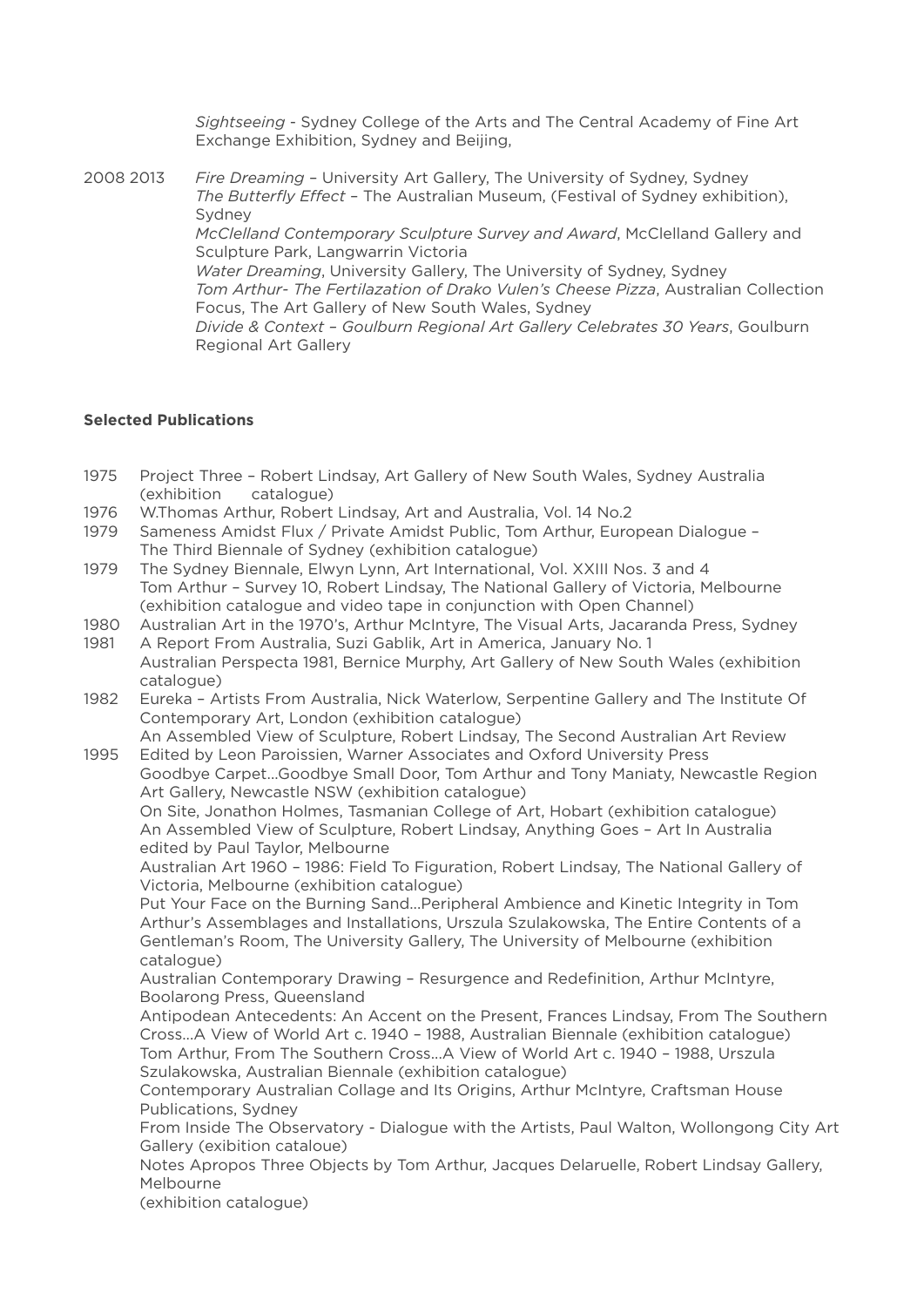*Sightseeing* - Sydney College of the Arts and The Central Academy of Fine Art Exchange Exhibition, Sydney and Beijing,

2008 2013 *Fire Dreaming* – University Art Gallery, The University of Sydney, Sydney
*The Butterfly Effect* – The Australian Museum, (Festival of Sydney exhibition), Sydney
*McClelland Contemporary Sculpture Survey and Award*, McClelland Gallery and Sculpture Park, Langwarrin Victoria
*Water Dreaming*, University Gallery, The University of Sydney, Sydney
*Tom Arthur- The Fertilazation of Drako Vulen's Cheese Pizza*, Australian Collection Focus, The Art Gallery of New South Wales, Sydney
*Divide & Context – Goulburn Regional Art Gallery Celebrates 30 Years*, Goulburn Regional Art Gallery

**Selected Publications**

1975 Project Three – Robert Lindsay, Art Gallery of New South Wales, Sydney Australia (exhibition catalogue)

1976 W.Thomas Arthur, Robert Lindsay, Art and Australia, Vol. 14 No.2

1979 Sameness Amidst Flux / Private Amidst Public, Tom Arthur, European Dialogue – The Third Biennale of Sydney (exhibition catalogue)

1979 The Sydney Biennale, Elwyn Lynn, Art International, Vol. XXIII Nos. 3 and 4
Tom Arthur – Survey 10, Robert Lindsay, The National Gallery of Victoria, Melbourne (exhibition catalogue and video tape in conjunction with Open Channel)

1980 Australian Art in the 1970's, Arthur McIntyre, The Visual Arts, Jacaranda Press, Sydney

1981 A Report From Australia, Suzi Gablik, Art in America, January No. 1
Australian Perspecta 1981, Bernice Murphy, Art Gallery of New South Wales (exhibition catalogue)

1982 Eureka – Artists From Australia, Nick Waterlow, Serpentine Gallery and The Institute Of Contemporary Art, London (exhibition catalogue)
An Assembled View of Sculpture, Robert Lindsay, The Second Australian Art Review

1995 Edited by Leon Paroissien, Warner Associates and Oxford University Press
Goodbye Carpet...Goodbye Small Door, Tom Arthur and Tony Maniaty, Newcastle Region Art Gallery, Newcastle NSW (exhibition catalogue)
On Site, Jonathon Holmes, Tasmanian College of Art, Hobart (exhibition catalogue)
An Assembled View of Sculpture, Robert Lindsay, Anything Goes – Art In Australia edited by Paul Taylor, Melbourne
Australian Art 1960 – 1986: Field To Figuration, Robert Lindsay, The National Gallery of Victoria, Melbourne (exhibition catalogue)
Put Your Face on the Burning Sand...Peripheral Ambience and Kinetic Integrity in Tom Arthur's Assemblages and Installations, Urszula Szulakowska, The Entire Contents of a Gentleman's Room, The University Gallery, The University of Melbourne (exhibition catalogue)
Australian Contemporary Drawing – Resurgence and Redefinition, Arthur McIntyre, Boolarong Press, Queensland
Antipodean Antecedents: An Accent on the Present, Frances Lindsay, From The Southern Cross...A View of World Art c. 1940 – 1988, Australian Biennale (exhibition catalogue)
Tom Arthur, From The Southern Cross...A View of World Art c. 1940 – 1988, Urszula Szulakowska, Australian Biennale (exhibition catalogue)
Contemporary Australian Collage and Its Origins, Arthur McIntyre, Craftsman House Publications, Sydney
From Inside The Observatory - Dialogue with the Artists, Paul Walton, Wollongong City Art Gallery (exibition cataloue)
Notes Apropos Three Objects by Tom Arthur, Jacques Delaruelle, Robert Lindsay Gallery, Melbourne
(exhibition catalogue)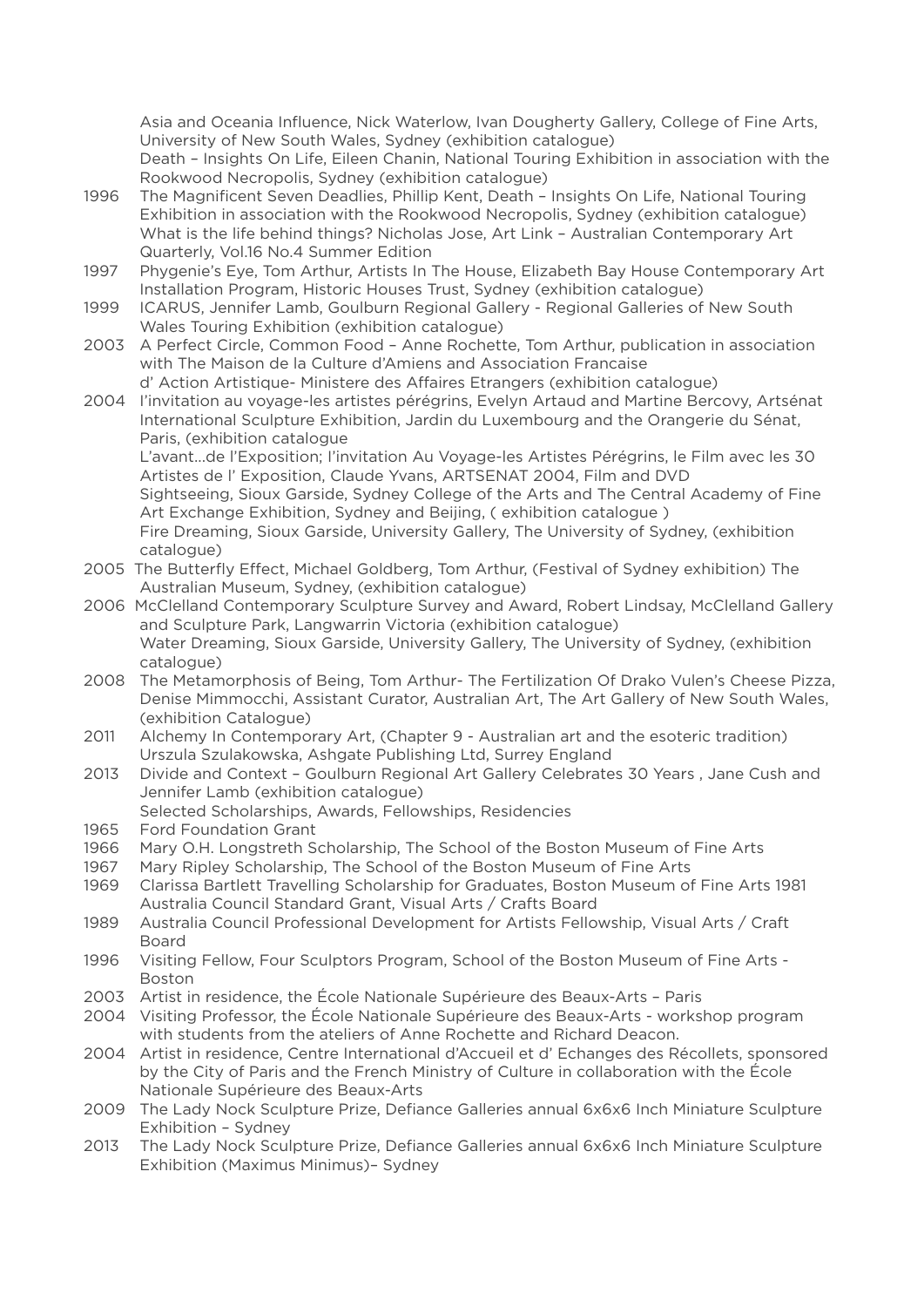Asia and Oceania Influence, Nick Waterlow, Ivan Dougherty Gallery, College of Fine Arts, University of New South Wales, Sydney (exhibition catalogue)
Death – Insights On Life, Eileen Chanin, National Touring Exhibition in association with the Rookwood Necropolis, Sydney (exhibition catalogue)

1996 The Magnificent Seven Deadlies, Phillip Kent, Death – Insights On Life, National Touring Exhibition in association with the Rookwood Necropolis, Sydney (exhibition catalogue)
What is the life behind things? Nicholas Jose, Art Link – Australian Contemporary Art Quarterly, Vol.16 No.4 Summer Edition

1997 Phygenie's Eye, Tom Arthur, Artists In The House, Elizabeth Bay House Contemporary Art Installation Program, Historic Houses Trust, Sydney (exhibition catalogue)

1999 ICARUS, Jennifer Lamb, Goulburn Regional Gallery - Regional Galleries of New South Wales Touring Exhibition (exhibition catalogue)

2003 A Perfect Circle, Common Food – Anne Rochette, Tom Arthur, publication in association with The Maison de la Culture d'Amiens and Association Francaise d' Action Artistique- Ministere des Affaires Etrangers (exhibition catalogue)

2004 l'invitation au voyage-les artistes pérégrins, Evelyn Artaud and Martine Bercovy, Artsénat International Sculpture Exhibition, Jardin du Luxembourg and the Orangerie du Sénat, Paris, (exhibition catalogue
L'avant...de l'Exposition; l'invitation Au Voyage-les Artistes Pérégrins, le Film avec les 30 Artistes de l' Exposition, Claude Yvans, ARTSENAT 2004, Film and DVD
Sightseeing, Sioux Garside, Sydney College of the Arts and The Central Academy of Fine Art Exchange Exhibition, Sydney and Beijing, ( exhibition catalogue )
Fire Dreaming, Sioux Garside, University Gallery, The University of Sydney, (exhibition catalogue)

2005 The Butterfly Effect, Michael Goldberg, Tom Arthur, (Festival of Sydney exhibition) The Australian Museum, Sydney, (exhibition catalogue)

2006 McClelland Contemporary Sculpture Survey and Award, Robert Lindsay, McClelland Gallery and Sculpture Park, Langwarrin Victoria (exhibition catalogue)
Water Dreaming, Sioux Garside, University Gallery, The University of Sydney, (exhibition catalogue)

2008 The Metamorphosis of Being, Tom Arthur- The Fertilization Of Drako Vulen's Cheese Pizza, Denise Mimmocchi, Assistant Curator, Australian Art, The Art Gallery of New South Wales, (exhibition Catalogue)

2011 Alchemy In Contemporary Art, (Chapter 9 - Australian art and the esoteric tradition) Urszula Szulakowska, Ashgate Publishing Ltd, Surrey England

2013 Divide and Context – Goulburn Regional Art Gallery Celebrates 30 Years , Jane Cush and Jennifer Lamb (exhibition catalogue)

Selected Scholarships, Awards, Fellowships, Residencies

1965 Ford Foundation Grant

1966 Mary O.H. Longstreth Scholarship, The School of the Boston Museum of Fine Arts

1967 Mary Ripley Scholarship, The School of the Boston Museum of Fine Arts

1969 Clarissa Bartlett Travelling Scholarship for Graduates, Boston Museum of Fine Arts 1981 Australia Council Standard Grant, Visual Arts / Crafts Board

1989 Australia Council Professional Development for Artists Fellowship, Visual Arts / Craft Board

1996 Visiting Fellow, Four Sculptors Program, School of the Boston Museum of Fine Arts - Boston

2003 Artist in residence, the École Nationale Supérieure des Beaux-Arts – Paris

2004 Visiting Professor, the École Nationale Supérieure des Beaux-Arts - workshop program with students from the ateliers of Anne Rochette and Richard Deacon.

2004 Artist in residence, Centre International d'Accueil et d' Echanges des Récollets, sponsored by the City of Paris and the French Ministry of Culture in collaboration with the École Nationale Supérieure des Beaux-Arts

2009 The Lady Nock Sculpture Prize, Defiance Galleries annual 6x6x6 Inch Miniature Sculpture Exhibition – Sydney

2013 The Lady Nock Sculpture Prize, Defiance Galleries annual 6x6x6 Inch Miniature Sculpture Exhibition (Maximus Minimus)– Sydney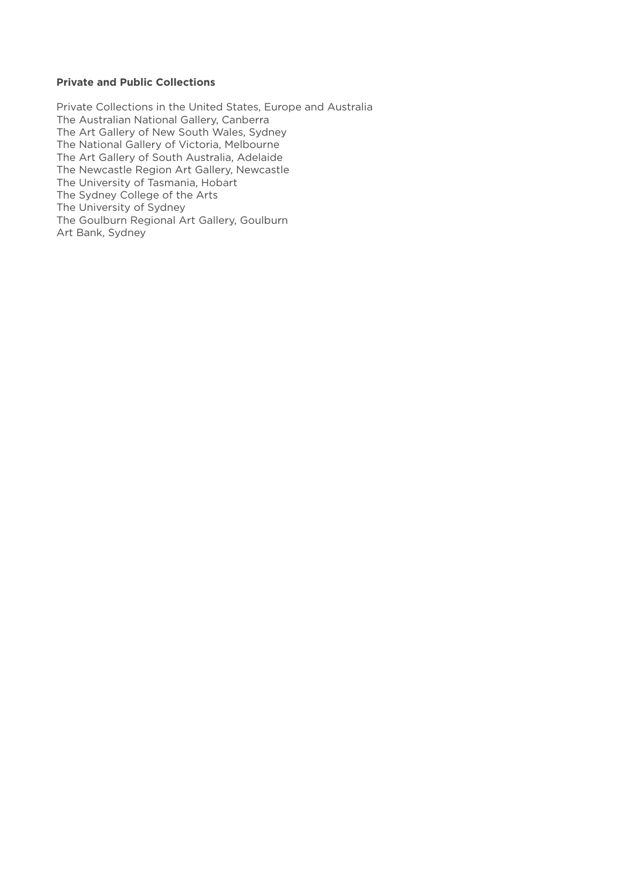**Private and Public Collections**

Private Collections in the United States, Europe and Australia
The Australian National Gallery, Canberra
The Art Gallery of New South Wales, Sydney
The National Gallery of Victoria, Melbourne
The Art Gallery of South Australia, Adelaide
The Newcastle Region Art Gallery, Newcastle
The University of Tasmania, Hobart
The Sydney College of the Arts
The University of Sydney
The Goulburn Regional Art Gallery, Goulburn
Art Bank, Sydney